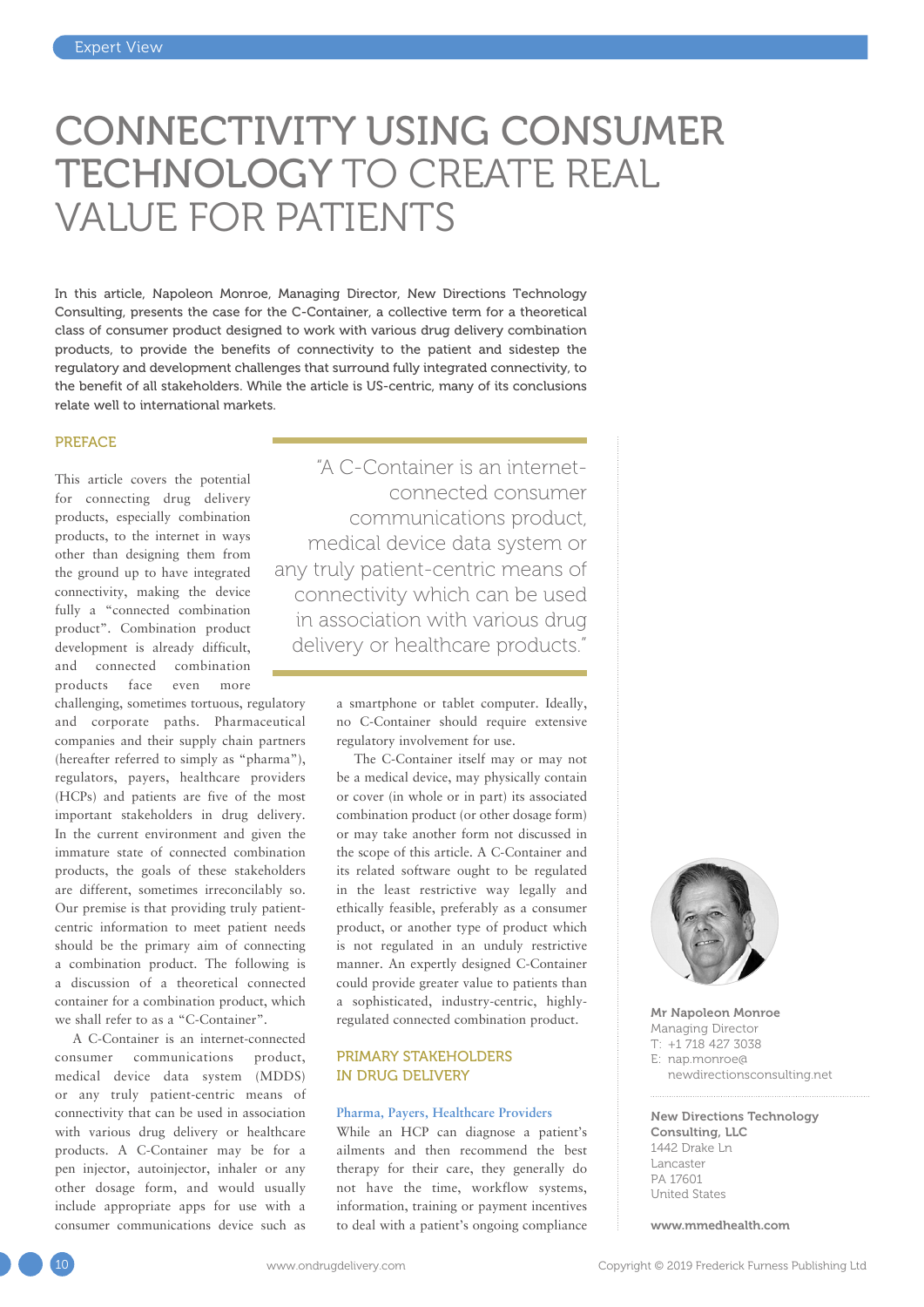# CONNECTIVITY USING CONSUMER TECHNOLOGY TO CREATE REAL VALUE FOR PATIENTS

In this article, Napoleon Monroe, Managing Director, New Directions Technology Consulting, presents the case for the C-Container, a collective term for a theoretical class of consumer product designed to work with various drug delivery combination products, to provide the benefits of connectivity to the patient and sidestep the regulatory and development challenges that surround fully integrated connectivity, to the benefit of all stakeholders. While the article is US-centric, many of its conclusions relate well to international markets.

## PREFACE

This article covers the potential for connecting drug delivery products, especially combination products, to the internet in ways other than designing them from the ground up to have integrated connectivity, making the device fully a "connected combination product". Combination product development is already difficult, and connected combination products face even more challenging, sometimes tortuous, regulatory and corporate paths. Pharmaceutical companies and their supply chain partners (hereafter referred to simply as "pharma"), regulators, payers, healthcare providers (HCPs) and patients are five of the most important stakeholders in drug delivery. In the current environment and given the immature state of connected combination products, the goals of these stakeholders are different, sometimes irreconcilably so. Our premise is that providing truly patient-centric information to meet patient needs should be the primary aim of connecting a combination product. The following is a discussion of a theoretical connected container for a combination product, which we shall refer to as a "C-Container".

> "A C-Container is an internet-connected consumer communications product, medical device data system or any truly patient-centric means of connectivity which can be used in association with various drug delivery or healthcare products."

A C-Container is an internet-connected consumer communications product, medical device data system (MDDS) or any truly patient-centric means of connectivity that can be used in association with various drug delivery or healthcare products. A C-Container may be for a pen injector, autoinjector, inhaler or any other dosage form, and would usually include appropriate apps for use with a consumer communications device such as a smartphone or tablet computer. Ideally, no C-Container should require extensive regulatory involvement for use.

The C-Container itself may or may not be a medical device, may physically contain or cover (in whole or in part) its associated combination product (or other dosage form) or may take another form not discussed in the scope of this article. A C-Container and its related software ought to be regulated in the least restrictive way legally and ethically feasible, preferably as a consumer product, or another type of product which is not regulated in an unduly restrictive manner. An expertly designed C-Container could provide greater value to patients than a sophisticated, industry-centric, highly-regulated connected combination product.

## PRIMARY STAKEHOLDERS IN DRUG DELIVERY

### Pharma, Payers, Healthcare Providers

While an HCP can diagnose a patient's ailments and then recommend the best therapy for their care, they generally do not have the time, workflow systems, information, training or payment incentives to deal with a patient's ongoing compliance

**Mr Napoleon Monroe**
Managing Director
T: +1 718 427 3038
E: nap.monroe@newdirectionsconsulting.net

**New Directions Technology Consulting, LLC**
1442 Drake Ln
Lancaster
PA 17601
United States

**www.mmedhealth.com**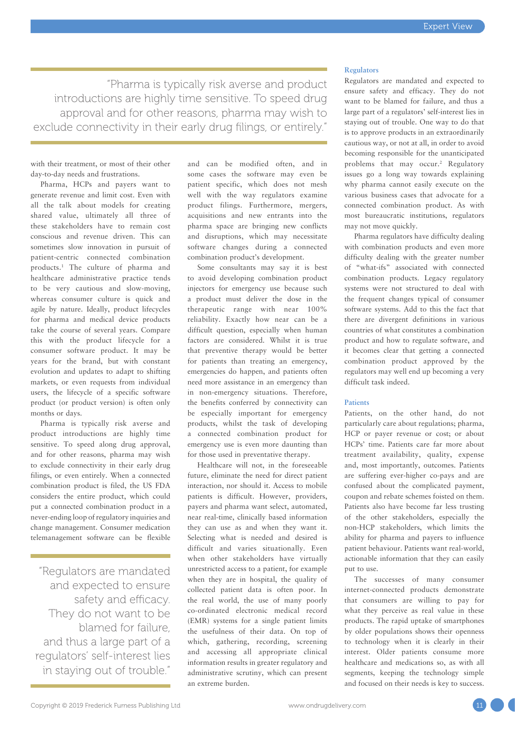> "Pharma is typically risk averse and product introductions are highly time sensitive. To speed drug approval and for other reasons, pharma may wish to exclude connectivity in their early drug filings, or entirely."

with their treatment, or most of their other day-to-day needs and frustrations.

Pharma, HCPs and payers want to generate revenue and limit cost. Even with all the talk about models for creating shared value, ultimately all three of these stakeholders have to remain cost conscious and revenue driven. This can sometimes slow innovation in pursuit of patient-centric connected combination products.[1] The culture of pharma and healthcare administrative practice tends to be very cautious and slow-moving, whereas consumer culture is quick and agile by nature. Ideally, product lifecycles for pharma and medical device products take the course of several years. Compare this with the product lifecycle for a consumer software product. It may be years for the brand, but with constant evolution and updates to adapt to shifting markets, or even requests from individual users, the lifecycle of a specific software product (or product version) is often only months or days.

Pharma is typically risk averse and product introductions are highly time sensitive. To speed along drug approval, and for other reasons, pharma may wish to exclude connectivity in their early drug filings, or even entirely. When a connected combination product is filed, the US FDA considers the entire product, which could put a connected combination product in a never-ending loop of regulatory inquiries and change management. Consumer medication telemanagement software can be flexible and can be modified often, and in some cases the software may even be patient specific, which does not mesh well with the way regulators examine product filings. Furthermore, mergers, acquisitions and new entrants into the pharma space are bringing new conflicts and disruptions, which may necessitate software changes during a connected combination product's development.

> "Regulators are mandated and expected to ensure safety and efficacy. They do not want to be blamed for failure, and thus a large part of a regulators' self-interest lies in staying out of trouble."

Some consultants may say it is best to avoid developing combination product injectors for emergency use because such a product must deliver the dose in the therapeutic range with near 100% reliability. Exactly how near can be a difficult question, especially when human factors are considered. Whilst it is true that preventive therapy would be better for patients than treating an emergency, emergencies do happen, and patients often need more assistance in an emergency than in non-emergency situations. Therefore, the benefits conferred by connectivity can be especially important for emergency products, whilst the task of developing a connected combination product for emergency use is even more daunting than for those used in preventative therapy.

Healthcare will not, in the foreseeable future, eliminate the need for direct patient interaction, nor should it. Access to mobile patients is difficult. However, providers, payers and pharma want select, automated, near real-time, clinically based information they can use as and when they want it. Selecting what is needed and desired is difficult and varies situationally. Even when other stakeholders have virtually unrestricted access to a patient, for example when they are in hospital, the quality of collected patient data is often poor. In the real world, the use of many poorly co-ordinated electronic medical record (EMR) systems for a single patient limits the usefulness of their data. On top of which, gathering, screening, recording, and accessing all appropriate clinical information results in greater regulatory and administrative scrutiny, which can present an extreme burden.

### Regulators

Regulators are mandated and expected to ensure safety and efficacy. They do not want to be blamed for failure, and thus a large part of a regulators' self-interest lies in staying out of trouble. One way to do that is to approve products in an extraordinarily cautious way, or not at all, in order to avoid becoming responsible for the unanticipated problems that may occur.[2] Regulatory issues go a long way towards explaining why pharma cannot easily execute on the various business cases that advocate for a connected combination product. As with most bureaucratic institutions, regulators may not move quickly.

Pharma regulators have difficulty dealing with combination products and even more difficulty dealing with the greater number of "what-ifs" associated with connected combination products. Legacy regulatory systems were not structured to deal with the frequent changes typical of consumer software systems. Add to this the fact that there are divergent definitions in various countries of what constitutes a combination product and how to regulate software, and it becomes clear that getting a connected combination product approved by the regulators may well end up becoming a very difficult task indeed.

### Patients

Patients, on the other hand, do not particularly care about regulations; pharma, HCP or payer revenue or cost; or about HCPs' time. Patients care far more about treatment availability, quality, expense and, most importantly, outcomes. Patients are suffering ever-higher co-pays and are confused about the complicated payment, coupon and rebate schemes foisted on them. Patients also have become far less trusting of the other stakeholders, especially the non-HCP stakeholders, which limits the ability for pharma and payers to influence patient behaviour. Patients want real-world, actionable information that they can easily put to use.

The successes of many consumer internet-connected products demonstrate that consumers are willing to pay for what they perceive as real value in these products. The rapid uptake of smartphones by older populations shows their openness to technology when it is clearly in their interest. Older patients consume more healthcare and medications so, as with all segments, keeping the technology simple and focused on their needs is key to success.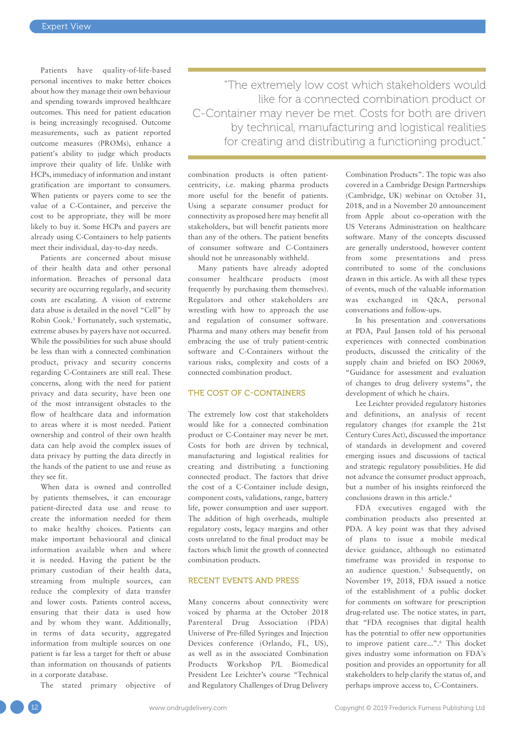Patients have quality-of-life-based personal incentives to make better choices about how they manage their own behaviour and spending towards improved healthcare outcomes. This need for patient education is being increasingly recognised. Outcome measurements, such as patient reported outcome measures (PROMs), enhance a patient's ability to judge which products improve their quality of life. Unlike with HCPs, immediacy of information and instant gratification are important to consumers. When patients or payers come to see the value of a C-Container, and perceive the cost to be appropriate, they will be more likely to buy it. Some HCPs and payers are already using C-Containers to help patients meet their individual, day-to-day needs.

Patients are concerned about misuse of their health data and other personal information. Breaches of personal data security are occurring regularly, and security costs are escalating. A vision of extreme data abuse is detailed in the novel "Cell" by Robin Cook.[3] Fortunately, such systematic, extreme abuses by payers have not occurred. While the possibilities for such abuse should be less than with a connected combination product, privacy and security concerns regarding C-Containers are still real. These concerns, along with the need for patient privacy and data security, have been one of the most intransigent obstacles to the flow of healthcare data and information to areas where it is most needed. Patient ownership and control of their own health data can help avoid the complex issues of data privacy by putting the data directly in the hands of the patient to use and reuse as they see fit.

When data is owned and controlled by patients themselves, it can encourage patient-directed data use and reuse to create the information needed for them to make healthy choices. Patients can make important behavioural and clinical information available when and where it is needed. Having the patient be the primary custodian of their health data, streaming from multiple sources, can reduce the complexity of data transfer and lower costs. Patients control access, ensuring that their data is used how and by whom they want. Additionally, in terms of data security, aggregated information from multiple sources on one patient is far less a target for theft or abuse than information on thousands of patients in a corporate database.

The stated primary objective of combination products is often patient-centricity, i.e. making pharma products more useful for the benefit of patients. Using a separate consumer product for connectivity as proposed here may benefit all stakeholders, but will benefit patients more than any of the others. The patient benefits of consumer software and C-Containers should not be unreasonably withheld.

Many patients have already adopted consumer healthcare products (most frequently by purchasing them themselves). Regulators and other stakeholders are wrestling with how to approach the use and regulation of consumer software. Pharma and many others may benefit from embracing the use of truly patient-centric software and C-Containers without the various risks, complexity and costs of a connected combination product.

> "The extremely low cost which stakeholders would like for a connected combination product or C-Container may never be met. Costs for both are driven by technical, manufacturing and logistical realities for creating and distributing a functioning product."

## THE COST OF C-CONTAINERS

The extremely low cost that stakeholders would like for a connected combination product or C-Container may never be met. Costs for both are driven by technical, manufacturing and logistical realities for creating and distributing a functioning connected product. The factors that drive the cost of a C-Container include design, component costs, validations, range, battery life, power consumption and user support. The addition of high overheads, multiple regulatory costs, legacy margins and other costs unrelated to the final product may be factors which limit the growth of connected combination products.

## RECENT EVENTS AND PRESS

Many concerns about connectivity were voiced by pharma at the October 2018 Parenteral Drug Association (PDA) Universe of Pre-filled Syringes and Injection Devices conference (Orlando, FL, US), as well as in the associated Combination Products Workshop P/L Biomedical President Lee Leichter's course "Technical and Regulatory Challenges of Drug Delivery Combination Products". The topic was also covered in a Cambridge Design Partnerships (Cambridge, UK) webinar on October 31, 2018, and in a November 20 announcement from Apple about co-operation with the US Veterans Administration on healthcare software. Many of the concepts discussed are generally understood, however content from some presentations and press contributed to some of the conclusions drawn in this article. As with all these types of events, much of the valuable information was exchanged in Q&A, personal conversations and follow-ups.

In his presentation and conversations at PDA, Paul Jansen told of his personal experiences with connected combination products, discussed the criticality of the supply chain and briefed on ISO 20069, "Guidance for assessment and evaluation of changes to drug delivery systems", the development of which he chairs.

Lee Leichter provided regulatory histories and definitions, an analysis of recent regulatory changes (for example the 21st Century Cures Act), discussed the importance of standards in development and covered emerging issues and discussions of tactical and strategic regulatory possibilities. He did not advance the consumer product approach, but a number of his insights reinforced the conclusions drawn in this article.[4]

FDA executives engaged with the combination products also presented at PDA. A key point was that they advised of plans to issue a mobile medical device guidance, although no estimated timeframe was provided in response to an audience question.[5] Subsequently, on November 19, 2018, FDA issued a notice of the establishment of a public docket for comments on software for prescription drug-related use. The notice states, in part, that "FDA recognises that digital health has the potential to offer new opportunities to improve patient care...".[6] This docket gives industry some information on FDA's position and provides an opportunity for all stakeholders to help clarify the status of, and perhaps improve access to, C-Containers.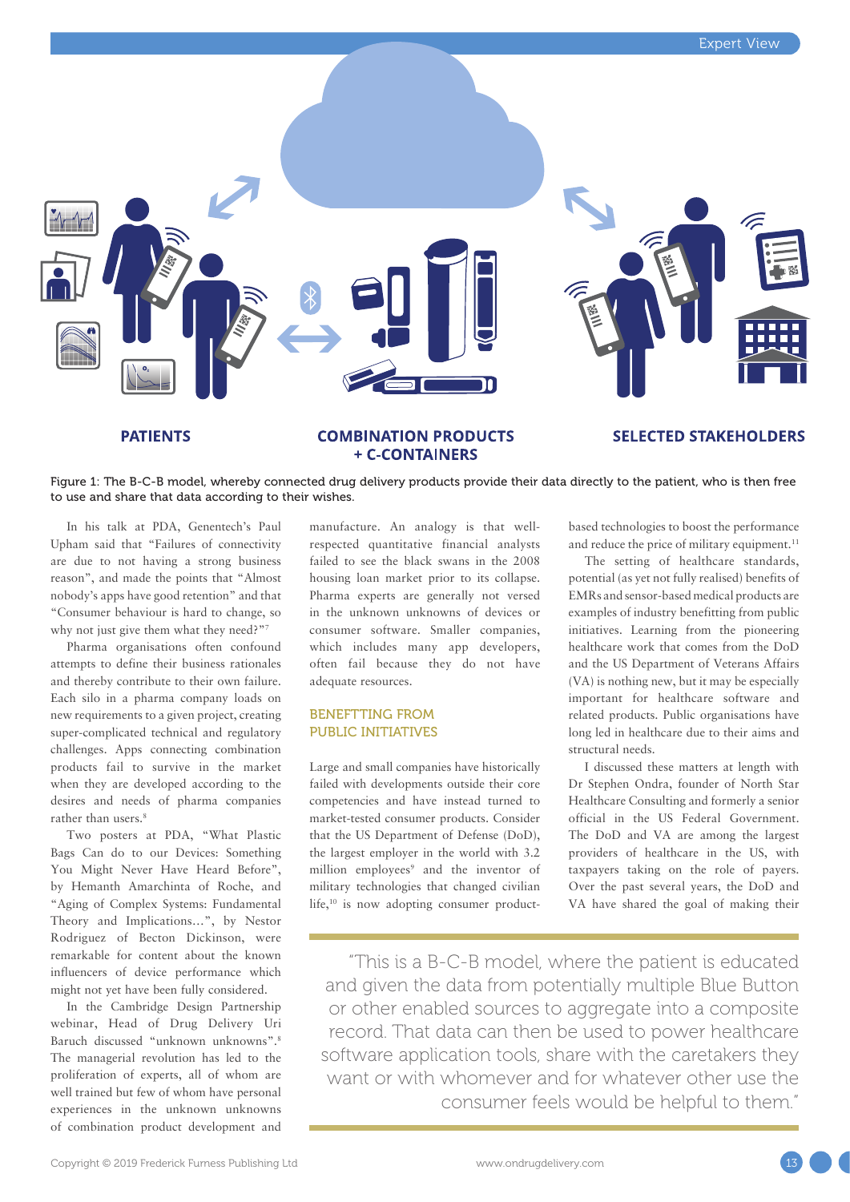PATIENTS

COMBINATION PRODUCTS + C-CONTAINERS

SELECTED STAKEHOLDERS

Figure 1: The B-C-B model, whereby connected drug delivery products provide their data directly to the patient, who is then free to use and share that data according to their wishes.

In his talk at PDA, Genentech's Paul Upham said that "Failures of connectivity are due to not having a strong business reason", and made the points that "Almost nobody's apps have good retention" and that "Consumer behaviour is hard to change, so why not just give them what they need?"[7]

Pharma organisations often confound attempts to define their business rationales and thereby contribute to their own failure. Each silo in a pharma company loads on new requirements to a given project, creating super-complicated technical and regulatory challenges. Apps connecting combination products fail to survive in the market when they are developed according to the desires and needs of pharma companies rather than users.[8]

Two posters at PDA, "What Plastic Bags Can do to our Devices: Something You Might Never Have Heard Before", by Hemanth Amarchinta of Roche, and "Aging of Complex Systems: Fundamental Theory and Implications…", by Nestor Rodriguez of Becton Dickinson, were remarkable for content about the known influencers of device performance which might not yet have been fully considered.

In the Cambridge Design Partnership webinar, Head of Drug Delivery Uri Baruch discussed "unknown unknowns".[8] The managerial revolution has led to the proliferation of experts, all of whom are well trained but few of whom have personal experiences in the unknown unknowns of combination product development and manufacture. An analogy is that well-respected quantitative financial analysts failed to see the black swans in the 2008 housing loan market prior to its collapse. Pharma experts are generally not versed in the unknown unknowns of devices or consumer software. Smaller companies, which includes many app developers, often fail because they do not have adequate resources.

## BENEFTTING FROM PUBLIC INITIATIVES

Large and small companies have historically failed with developments outside their core competencies and have instead turned to market-tested consumer products. Consider that the US Department of Defense (DoD), the largest employer in the world with 3.2 million employees[9] and the inventor of military technologies that changed civilian life,[10] is now adopting consumer product-based technologies to boost the performance and reduce the price of military equipment.[11]

The setting of healthcare standards, potential (as yet not fully realised) benefits of EMRs and sensor-based medical products are examples of industry benefitting from public initiatives. Learning from the pioneering healthcare work that comes from the DoD and the US Department of Veterans Affairs (VA) is nothing new, but it may be especially important for healthcare software and related products. Public organisations have long led in healthcare due to their aims and structural needs.

I discussed these matters at length with Dr Stephen Ondra, founder of North Star Healthcare Consulting and formerly a senior official in the US Federal Government. The DoD and VA are among the largest providers of healthcare in the US, with taxpayers taking on the role of payers. Over the past several years, the DoD and VA have shared the goal of making their

> "This is a B-C-B model, where the patient is educated and given the data from potentially multiple Blue Button or other enabled sources to aggregate into a composite record. That data can then be used to power healthcare software application tools, share with the caretakers they want or with whomever and for whatever other use the consumer feels would be helpful to them."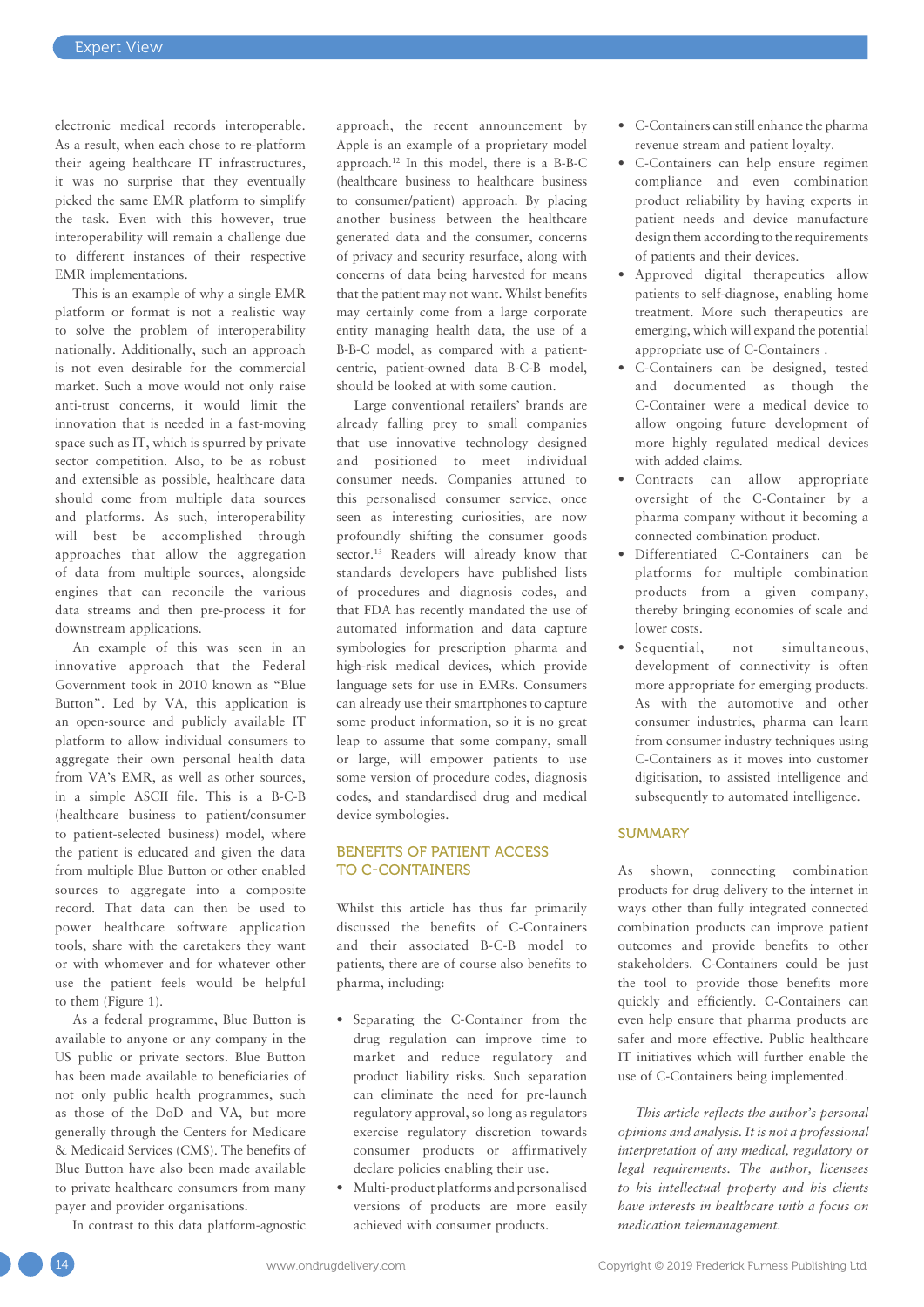electronic medical records interoperable. As a result, when each chose to re-platform their ageing healthcare IT infrastructures, it was no surprise that they eventually picked the same EMR platform to simplify the task. Even with this however, true interoperability will remain a challenge due to different instances of their respective EMR implementations.

This is an example of why a single EMR platform or format is not a realistic way to solve the problem of interoperability nationally. Additionally, such an approach is not even desirable for the commercial market. Such a move would not only raise anti-trust concerns, it would limit the innovation that is needed in a fast-moving space such as IT, which is spurred by private sector competition. Also, to be as robust and extensible as possible, healthcare data should come from multiple data sources and platforms. As such, interoperability will best be accomplished through approaches that allow the aggregation of data from multiple sources, alongside engines that can reconcile the various data streams and then pre-process it for downstream applications.

An example of this was seen in an innovative approach that the Federal Government took in 2010 known as "Blue Button". Led by VA, this application is an open-source and publicly available IT platform to allow individual consumers to aggregate their own personal health data from VA's EMR, as well as other sources, in a simple ASCII file. This is a B-C-B (healthcare business to patient/consumer to patient-selected business) model, where the patient is educated and given the data from multiple Blue Button or other enabled sources to aggregate into a composite record. That data can then be used to power healthcare software application tools, share with the caretakers they want or with whomever and for whatever other use the patient feels would be helpful to them (Figure 1).

As a federal programme, Blue Button is available to anyone or any company in the US public or private sectors. Blue Button has been made available to beneficiaries of not only public health programmes, such as those of the DoD and VA, but more generally through the Centers for Medicare & Medicaid Services (CMS). The benefits of Blue Button have also been made available to private healthcare consumers from many payer and provider organisations.

In contrast to this data platform-agnostic approach, the recent announcement by Apple is an example of a proprietary model approach.[12] In this model, there is a B-B-C (healthcare business to healthcare business to consumer/patient) approach. By placing another business between the healthcare generated data and the consumer, concerns of privacy and security resurface, along with concerns of data being harvested for means that the patient may not want. Whilst benefits may certainly come from a large corporate entity managing health data, the use of a B-B-C model, as compared with a patient-centric, patient-owned data B-C-B model, should be looked at with some caution.

Large conventional retailers' brands are already falling prey to small companies that use innovative technology designed and positioned to meet individual consumer needs. Companies attuned to this personalised consumer service, once seen as interesting curiosities, are now profoundly shifting the consumer goods sector.[13] Readers will already know that standards developers have published lists of procedures and diagnosis codes, and that FDA has recently mandated the use of automated information and data capture symbologies for prescription pharma and high-risk medical devices, which provide language sets for use in EMRs. Consumers can already use their smartphones to capture some product information, so it is no great leap to assume that some company, small or large, will empower patients to use some version of procedure codes, diagnosis codes, and standardised drug and medical device symbologies.

## BENEFITS OF PATIENT ACCESS TO C-CONTAINERS

Whilst this article has thus far primarily discussed the benefits of C-Containers and their associated B-C-B model to patients, there are of course also benefits to pharma, including:

- Separating the C-Container from the drug regulation can improve time to market and reduce regulatory and product liability risks. Such separation can eliminate the need for pre-launch regulatory approval, so long as regulators exercise regulatory discretion towards consumer products or affirmatively declare policies enabling their use.
- Multi-product platforms and personalised versions of products are more easily achieved with consumer products.
- C-Containers can still enhance the pharma revenue stream and patient loyalty.
- C-Containers can help ensure regimen compliance and even combination product reliability by having experts in patient needs and device manufacture design them according to the requirements of patients and their devices.
- Approved digital therapeutics allow patients to self-diagnose, enabling home treatment. More such therapeutics are emerging, which will expand the potential appropriate use of C-Containers.
- C-Containers can be designed, tested and documented as though the C-Container were a medical device to allow ongoing future development of more highly regulated medical devices with added claims.
- Contracts can allow appropriate oversight of the C-Container by a pharma company without it becoming a connected combination product.
- Differentiated C-Containers can be platforms for multiple combination products from a given company, thereby bringing economies of scale and lower costs.
- Sequential, not simultaneous, development of connectivity is often more appropriate for emerging products. As with the automotive and other consumer industries, pharma can learn from consumer industry techniques using C-Containers as it moves into customer digitisation, to assisted intelligence and subsequently to automated intelligence.

## SUMMARY

As shown, connecting combination products for drug delivery to the internet in ways other than fully integrated connected combination products can improve patient outcomes and provide benefits to other stakeholders. C-Containers could be just the tool to provide those benefits more quickly and efficiently. C-Containers can even help ensure that pharma products are safer and more effective. Public healthcare IT initiatives which will further enable the use of C-Containers being implemented.

*This article reflects the author's personal opinions and analysis. It is not a professional interpretation of any medical, regulatory or legal requirements. The author, licensees to his intellectual property and his clients have interests in healthcare with a focus on medication telemanagement.*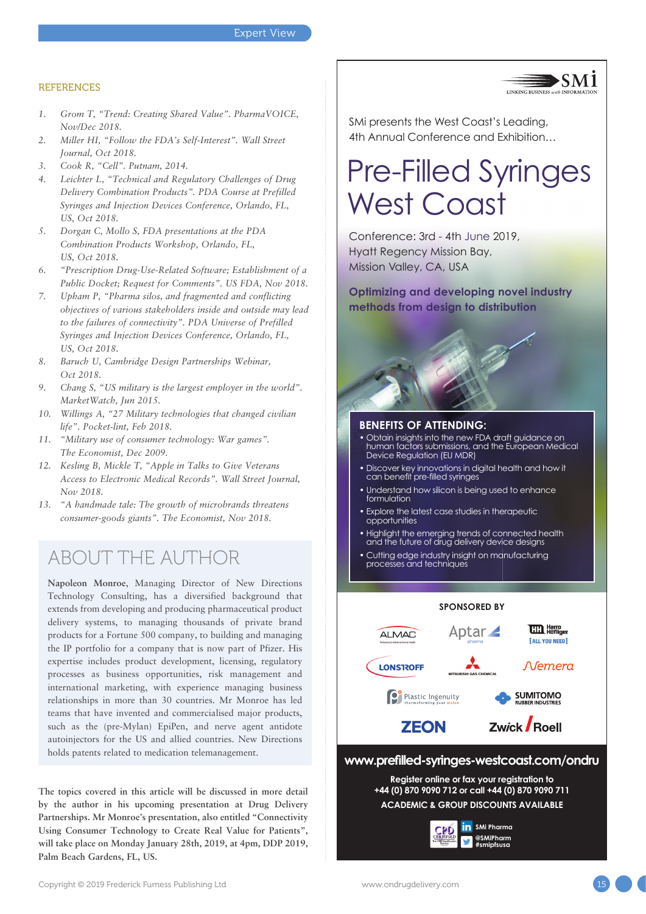## REFERENCES

1. Grom T, "Trend: Creating Shared Value". PharmaVOICE, Nov/Dec 2018.
2. Miller HI, "Follow the FDA's Self-Interest". Wall Street Journal, Oct 2018.
3. Cook R, "Cell". Putnam, 2014.
4. Leichter L, "Technical and Regulatory Challenges of Drug Delivery Combination Products". PDA Course at Prefilled Syringes and Injection Devices Conference, Orlando, FL, US, Oct 2018.
5. Dorgan C, Mollo S, FDA presentations at the PDA Combination Products Workshop, Orlando, FL, US, Oct 2018.
6. "Prescription Drug-Use-Related Software; Establishment of a Public Docket; Request for Comments". US FDA, Nov 2018.
7. Upham P, "Pharma silos, and fragmented and conflicting objectives of various stakeholders inside and outside may lead to the failures of connectivity". PDA Universe of Prefilled Syringes and Injection Devices Conference, Orlando, FL, US, Oct 2018.
8. Baruch U, Cambridge Design Partnerships Webinar, Oct 2018.
9. Chang S, "US military is the largest employer in the world". MarketWatch, Jun 2015.
10. Willings A, "27 Military technologies that changed civilian life". Pocket-lint, Feb 2018.
11. "Military use of consumer technology: War games". The Economist, Dec 2009.
12. Kesling B, Mickle T, "Apple in Talks to Give Veterans Access to Electronic Medical Records". Wall Street Journal, Nov 2018.
13. "A handmade tale: The growth of microbrands threatens consumer-goods giants". The Economist, Nov 2018.

## ABOUT THE AUTHOR

**Napoleon Monroe**, Managing Director of New Directions Technology Consulting, has a diversified background that extends from developing and producing pharmaceutical product delivery systems, to managing thousands of private brand products for a Fortune 500 company, to building and managing the IP portfolio for a company that is now part of Pfizer. His expertise includes product development, licensing, regulatory processes as business opportunities, risk management and international marketing, with experience managing business relationships in more than 30 countries. Mr Monroe has led teams that have invented and commercialised major products, such as the (pre-Mylan) EpiPen, and nerve agent antidote autoinjectors for the US and allied countries. New Directions holds patents related to medication telemanagement.

**The topics covered in this article will be discussed in more detail by the author in his upcoming presentation at Drug Delivery Partnerships. Mr Monroe's presentation, also entitled "Connectivity Using Consumer Technology to Create Real Value for Patients", will take place on Monday January 28th, 2019, at 4pm, DDP 2019, Palm Beach Gardens, FL, US.**

---

SMi
LINKING BUSINESS *with* INFORMATION

SMi presents the West Coast's Leading, 4th Annual Conference and Exhibition…

# Pre-Filled Syringes West Coast

Conference: 3rd - 4th June 2019,
Hyatt Regency Mission Bay,
Mission Valley, CA, USA

**Optimizing and developing novel industry methods from design to distribution**

### BENEFITS OF ATTENDING:

- Obtain insights into the new FDA draft guidance on human factors submissions, and the European Medical Device Regulation (EU MDR)
- Discover key innovations in digital health and how it can benefit pre-filled syringes
- Understand how silicon is being used to enhance formulation
- Explore the latest case studies in therapeutic opportunities
- Highlight the emerging trends of connected health and the future of drug delivery device designs
- Cutting edge industry insight on manufacturing processes and techniques

SPONSORED BY

ALMAC · Aptar pharma · Harro Höfliger [ALL YOU NEED] · LONSTROFF · MITSUBISHI GAS CHEMICAL · Nemera · Plastic Ingenuity · SUMITOMO RUBBER INDUSTRIES · ZEON · Zwick Roell

**www.prefilled-syringes-westcoast.com/ondru**

**Register online or fax your registration to +44 (0) 870 9090 712 or call +44 (0) 870 9090 711**

**ACADEMIC & GROUP DISCOUNTS AVAILABLE**

SMi Pharma
@SMiPharm
#smipfsusa